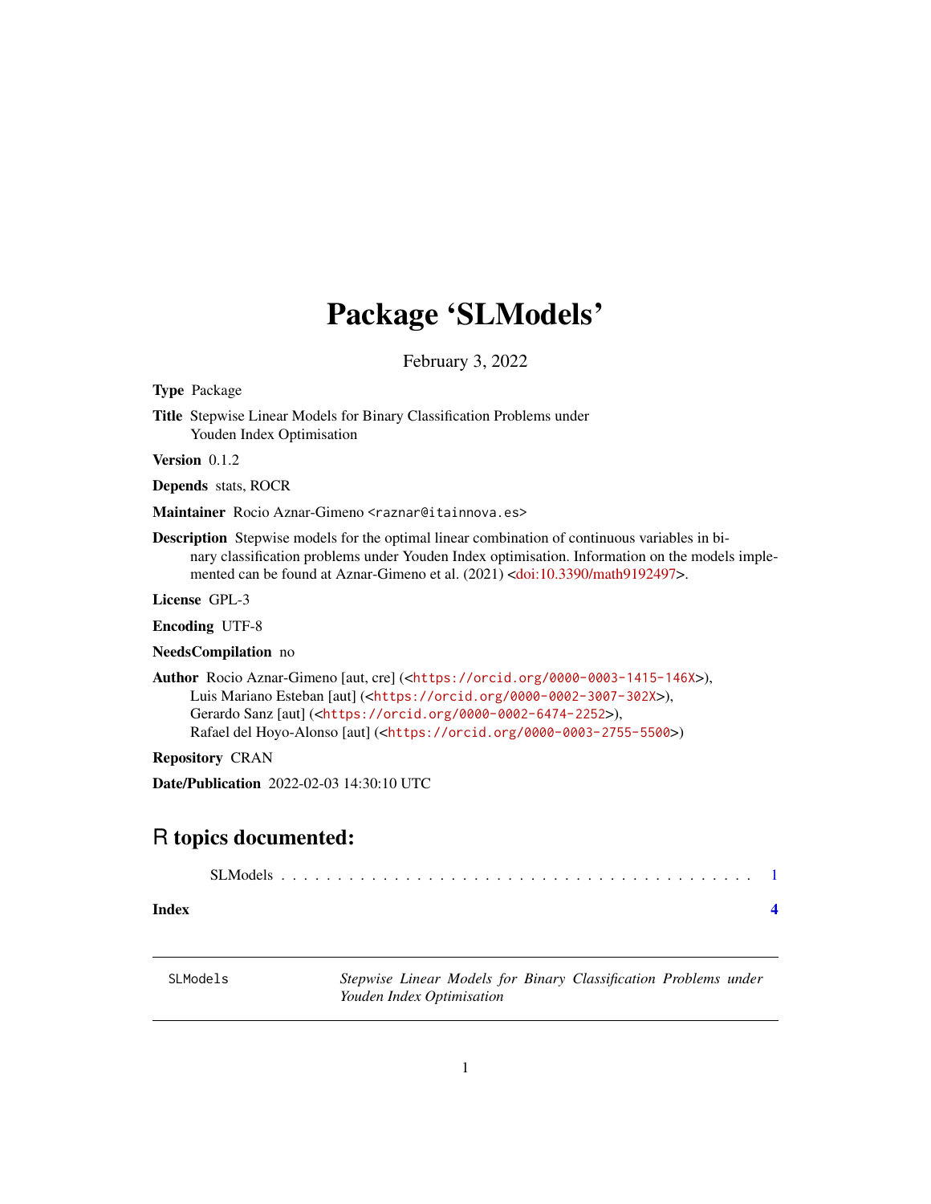# Package 'SLModels'

February 3, 2022

**Type** Package

**Title** Stepwise Linear Models for Binary Classification Problems under Youden Index Optimisation

**Version** 0.1.2

**Depends** stats, ROCR

**Maintainer** Rocio Aznar-Gimeno <raznar@itainnova.es>

**Description** Stepwise models for the optimal linear combination of continuous variables in binary classification problems under Youden Index optimisation. Information on the models implemented can be found at Aznar-Gimeno et al. (2021) <doi:10.3390/math9192497>.

**License** GPL-3

**Encoding** UTF-8

**NeedsCompilation** no

**Author** Rocio Aznar-Gimeno [aut, cre] (<https://orcid.org/0000-0003-1415-146X>),
Luis Mariano Esteban [aut] (<https://orcid.org/0000-0002-3007-302X>),
Gerardo Sanz [aut] (<https://orcid.org/0000-0002-6474-2252>),
Rafael del Hoyo-Alonso [aut] (<https://orcid.org/0000-0003-2755-5500>)

**Repository** CRAN

**Date/Publication** 2022-02-03 14:30:10 UTC

## R topics documented:

SLModels . . . . . . . . . . . . . . . . . . . . . . . . . . . . . . . . . . . . . . . . . . 1

**Index** **4**

---

SLModels    *Stepwise Linear Models for Binary Classification Problems under Youden Index Optimisation*

---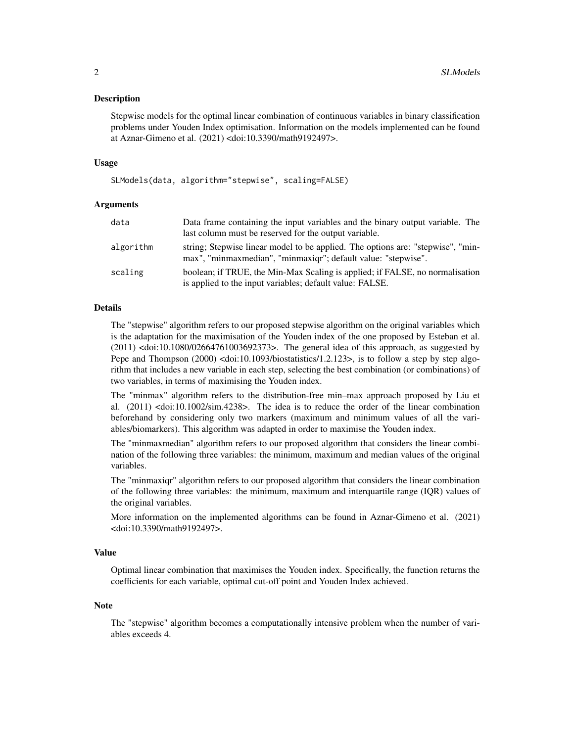### Description

Stepwise models for the optimal linear combination of continuous variables in binary classification problems under Youden Index optimisation. Information on the models implemented can be found at Aznar-Gimeno et al. (2021) <doi:10.3390/math9192497>.

### Usage

```
SLModels(data, algorithm="stepwise", scaling=FALSE)
```

### Arguments

| | |
|---|---|
| data | Data frame containing the input variables and the binary output variable. The last column must be reserved for the output variable. |
| algorithm | string; Stepwise linear model to be applied. The options are: "stepwise", "minmax", "minmaxmedian", "minmaxiqr"; default value: "stepwise". |
| scaling | boolean; if TRUE, the Min-Max Scaling is applied; if FALSE, no normalisation is applied to the input variables; default value: FALSE. |

### Details

The "stepwise" algorithm refers to our proposed stepwise algorithm on the original variables which is the adaptation for the maximisation of the Youden index of the one proposed by Esteban et al. (2011) <doi:10.1080/02664761003692373>. The general idea of this approach, as suggested by Pepe and Thompson (2000) <doi:10.1093/biostatistics/1.2.123>, is to follow a step by step algorithm that includes a new variable in each step, selecting the best combination (or combinations) of two variables, in terms of maximising the Youden index.

The "minmax" algorithm refers to the distribution-free min–max approach proposed by Liu et al. (2011) <doi:10.1002/sim.4238>. The idea is to reduce the order of the linear combination beforehand by considering only two markers (maximum and minimum values of all the variables/biomarkers). This algorithm was adapted in order to maximise the Youden index.

The "minmaxmedian" algorithm refers to our proposed algorithm that considers the linear combination of the following three variables: the minimum, maximum and median values of the original variables.

The "minmaxiqr" algorithm refers to our proposed algorithm that considers the linear combination of the following three variables: the minimum, maximum and interquartile range (IQR) values of the original variables.

More information on the implemented algorithms can be found in Aznar-Gimeno et al. (2021) <doi:10.3390/math9192497>.

### Value

Optimal linear combination that maximises the Youden index. Specifically, the function returns the coefficients for each variable, optimal cut-off point and Youden Index achieved.

### Note

The "stepwise" algorithm becomes a computationally intensive problem when the number of variables exceeds 4.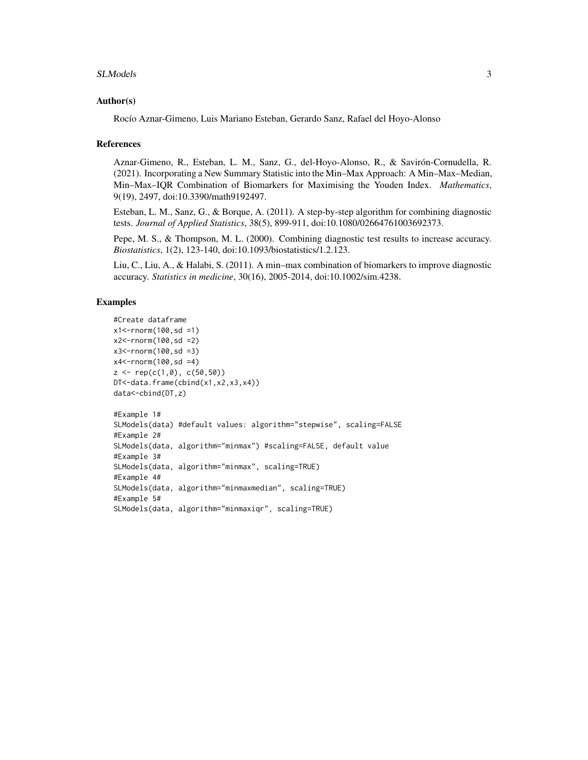## Author(s)

Rocío Aznar-Gimeno, Luis Mariano Esteban, Gerardo Sanz, Rafael del Hoyo-Alonso

## References

Aznar-Gimeno, R., Esteban, L. M., Sanz, G., del-Hoyo-Alonso, R., & Savirón-Cornudella, R. (2021). Incorporating a New Summary Statistic into the Min–Max Approach: A Min–Max–Median, Min–Max–IQR Combination of Biomarkers for Maximising the Youden Index. *Mathematics*, 9(19), 2497, doi:10.3390/math9192497.

Esteban, L. M., Sanz, G., & Borque, A. (2011). A step-by-step algorithm for combining diagnostic tests. *Journal of Applied Statistics*, 38(5), 899-911, doi:10.1080/02664761003692373.

Pepe, M. S., & Thompson, M. L. (2000). Combining diagnostic test results to increase accuracy. *Biostatistics*, 1(2), 123-140, doi:10.1093/biostatistics/1.2.123.

Liu, C., Liu, A., & Halabi, S. (2011). A min–max combination of biomarkers to improve diagnostic accuracy. *Statistics in medicine*, 30(16), 2005-2014, doi:10.1002/sim.4238.

## Examples

```
#Create dataframe
x1<-rnorm(100,sd =1)
x2<-rnorm(100,sd =2)
x3<-rnorm(100,sd =3)
x4<-rnorm(100,sd =4)
z <- rep(c(1,0), c(50,50))
DT<-data.frame(cbind(x1,x2,x3,x4))
data<-cbind(DT,z)

#Example 1#
SLModels(data) #default values: algorithm="stepwise", scaling=FALSE
#Example 2#
SLModels(data, algorithm="minmax") #scaling=FALSE, default value
#Example 3#
SLModels(data, algorithm="minmax", scaling=TRUE)
#Example 4#
SLModels(data, algorithm="minmaxmedian", scaling=TRUE)
#Example 5#
SLModels(data, algorithm="minmaxiqr", scaling=TRUE)
```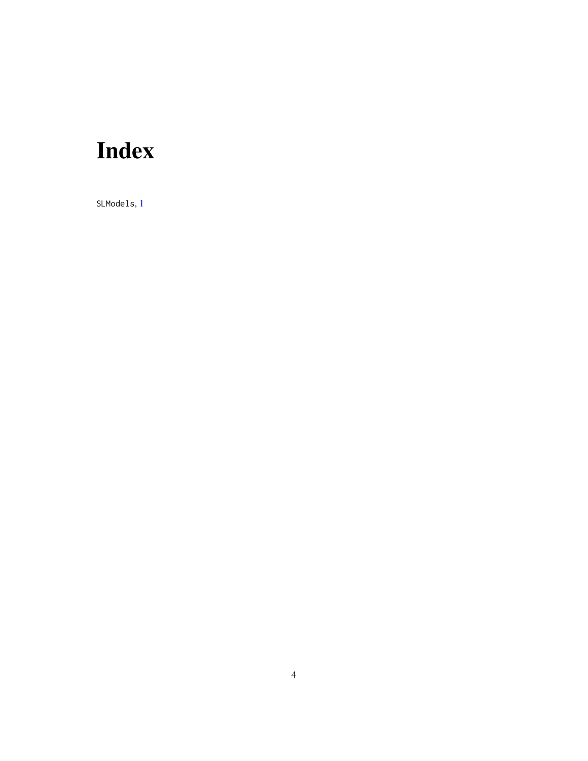# Index

SLModels, 1